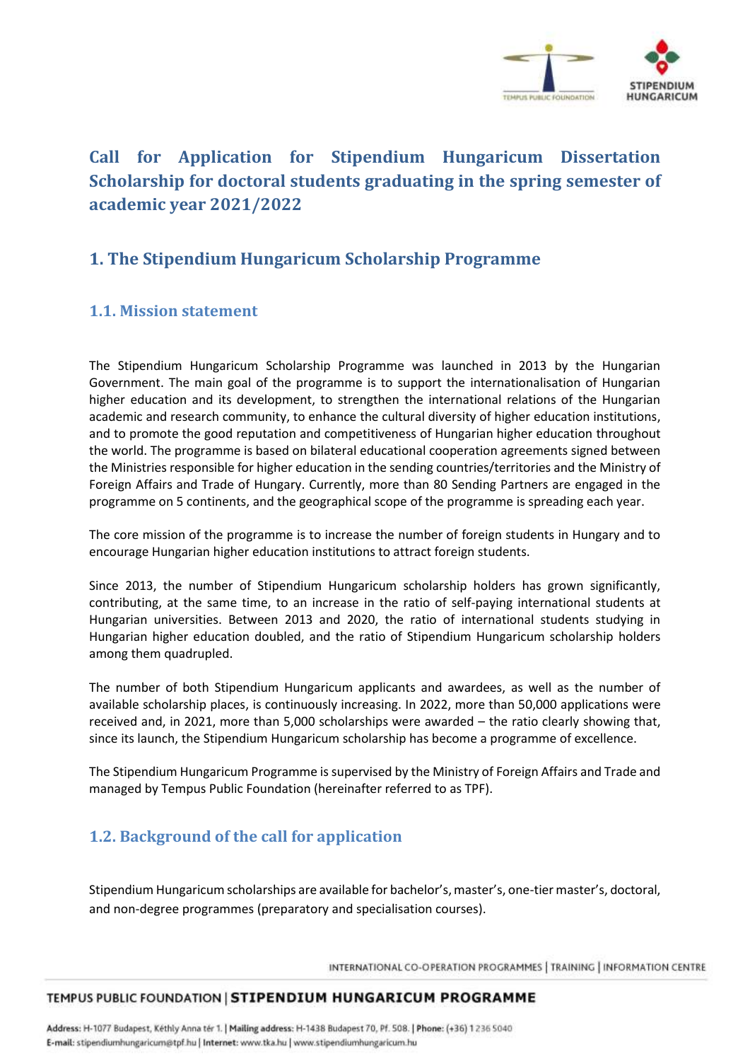# Call for Application for Stipendium Hungaricum Dissertation Scholarship for doctoral students graduating in the spring semester of academic year 2021/2022

## 1. The Stipendium Hungaricum Scholarship Programme

### 1.1. Mission statement

The Stipendium Hungaricum Scholarship Programme was launched in 2013 by the Hungarian Government. The main goal of the programme is to support the internationalisation of Hungarian higher education and its development, to strengthen the international relations of the Hungarian academic and research community, to enhance the cultural diversity of higher education institutions, and to promote the good reputation and competitiveness of Hungarian higher education throughout the world. The programme is based on bilateral educational cooperation agreements signed between the Ministries responsible for higher education in the sending countries/territories and the Ministry of Foreign Affairs and Trade of Hungary. Currently, more than 80 Sending Partners are engaged in the programme on 5 continents, and the geographical scope of the programme is spreading each year.

The core mission of the programme is to increase the number of foreign students in Hungary and to encourage Hungarian higher education institutions to attract foreign students.

Since 2013, the number of Stipendium Hungaricum scholarship holders has grown significantly, contributing, at the same time, to an increase in the ratio of self-paying international students at Hungarian universities. Between 2013 and 2020, the ratio of international students studying in Hungarian higher education doubled, and the ratio of Stipendium Hungaricum scholarship holders among them quadrupled.

The number of both Stipendium Hungaricum applicants and awardees, as well as the number of available scholarship places, is continuously increasing. In 2022, more than 50,000 applications were received and, in 2021, more than 5,000 scholarships were awarded – the ratio clearly showing that, since its launch, the Stipendium Hungaricum scholarship has become a programme of excellence.

The Stipendium Hungaricum Programme is supervised by the Ministry of Foreign Affairs and Trade and managed by Tempus Public Foundation (hereinafter referred to as TPF).

### 1.2. Background of the call for application

Stipendium Hungaricum scholarships are available for bachelor's, master's, one-tier master's, doctoral, and non-degree programmes (preparatory and specialisation courses).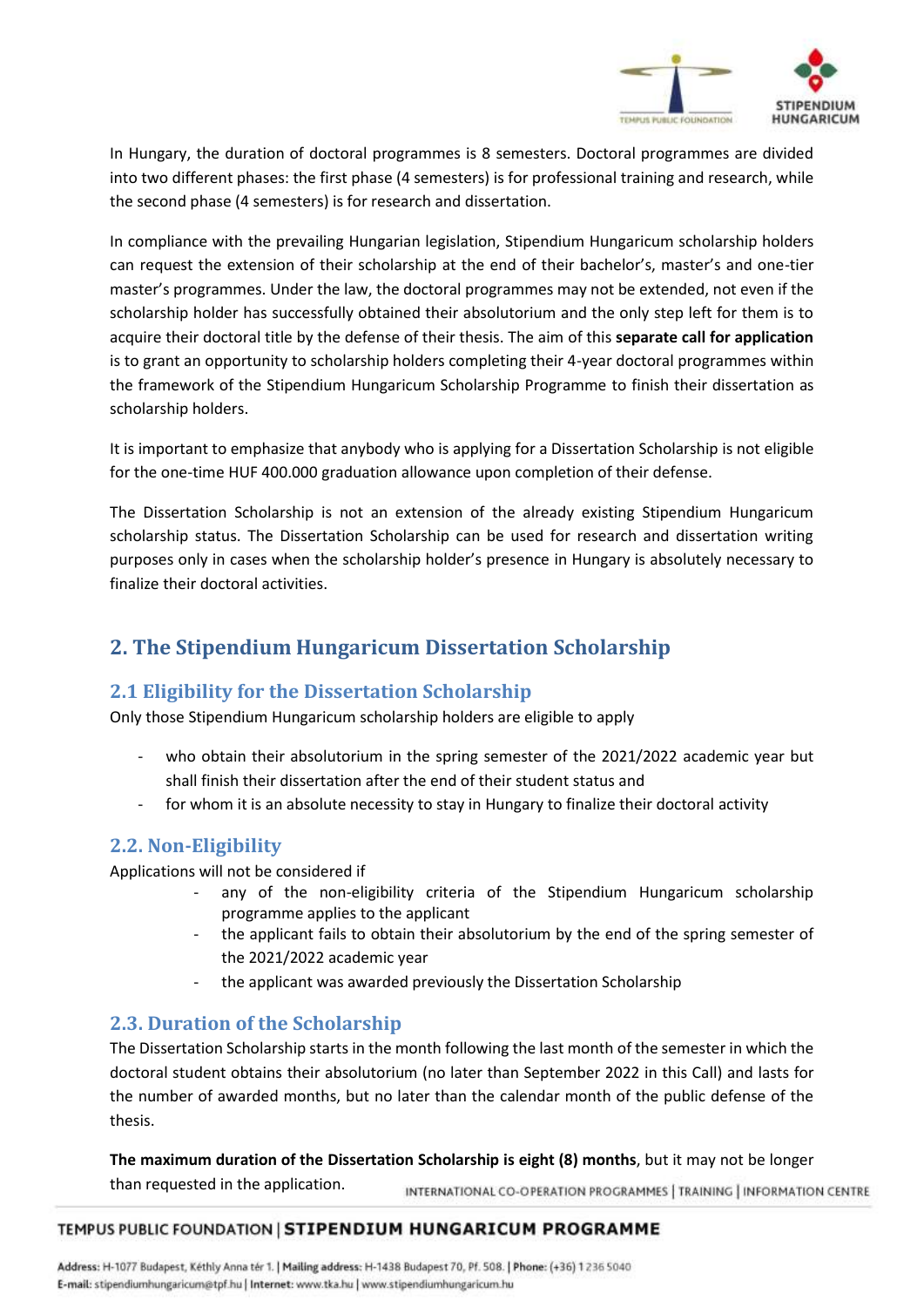In Hungary, the duration of doctoral programmes is 8 semesters. Doctoral programmes are divided into two different phases: the first phase (4 semesters) is for professional training and research, while the second phase (4 semesters) is for research and dissertation.

In compliance with the prevailing Hungarian legislation, Stipendium Hungaricum scholarship holders can request the extension of their scholarship at the end of their bachelor's, master's and one-tier master's programmes. Under the law, the doctoral programmes may not be extended, not even if the scholarship holder has successfully obtained their absolutorium and the only step left for them is to acquire their doctoral title by the defense of their thesis. The aim of this **separate call for application** is to grant an opportunity to scholarship holders completing their 4-year doctoral programmes within the framework of the Stipendium Hungaricum Scholarship Programme to finish their dissertation as scholarship holders.

It is important to emphasize that anybody who is applying for a Dissertation Scholarship is not eligible for the one-time HUF 400.000 graduation allowance upon completion of their defense.

The Dissertation Scholarship is not an extension of the already existing Stipendium Hungaricum scholarship status. The Dissertation Scholarship can be used for research and dissertation writing purposes only in cases when the scholarship holder's presence in Hungary is absolutely necessary to finalize their doctoral activities.

## 2. The Stipendium Hungaricum Dissertation Scholarship

### 2.1 Eligibility for the Dissertation Scholarship

Only those Stipendium Hungaricum scholarship holders are eligible to apply

- who obtain their absolutorium in the spring semester of the 2021/2022 academic year but shall finish their dissertation after the end of their student status and
- for whom it is an absolute necessity to stay in Hungary to finalize their doctoral activity

### 2.2. Non-Eligibility

Applications will not be considered if

- any of the non-eligibility criteria of the Stipendium Hungaricum scholarship programme applies to the applicant
- the applicant fails to obtain their absolutorium by the end of the spring semester of the 2021/2022 academic year
- the applicant was awarded previously the Dissertation Scholarship

### 2.3. Duration of the Scholarship

The Dissertation Scholarship starts in the month following the last month of the semester in which the doctoral student obtains their absolutorium (no later than September 2022 in this Call) and lasts for the number of awarded months, but no later than the calendar month of the public defense of the thesis.

**The maximum duration of the Dissertation Scholarship is eight (8) months**, but it may not be longer than requested in the application.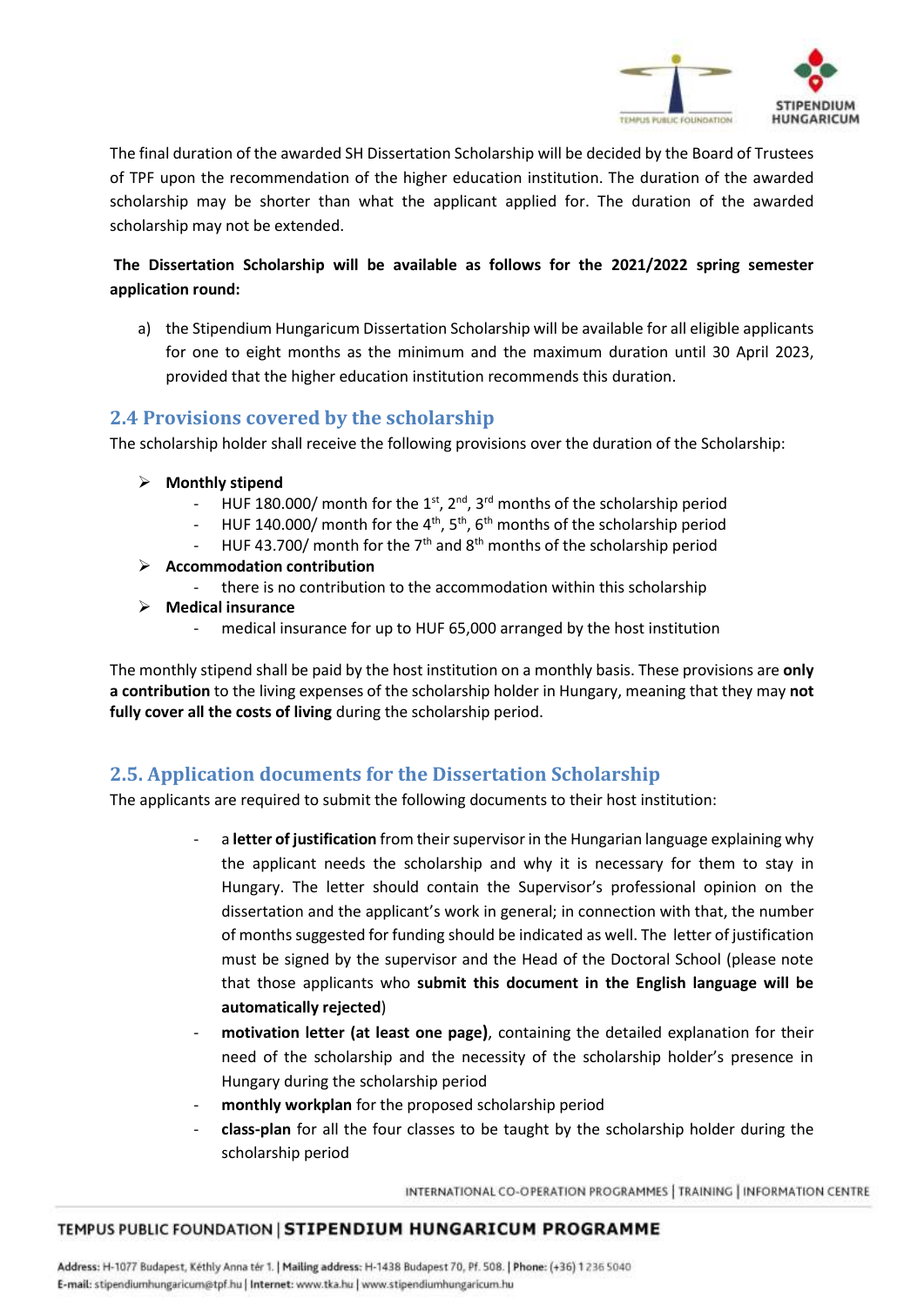The final duration of the awarded SH Dissertation Scholarship will be decided by the Board of Trustees of TPF upon the recommendation of the higher education institution. The duration of the awarded scholarship may be shorter than what the applicant applied for. The duration of the awarded scholarship may not be extended.

**The Dissertation Scholarship will be available as follows for the 2021/2022 spring semester application round:**

a) the Stipendium Hungaricum Dissertation Scholarship will be available for all eligible applicants for one to eight months as the minimum and the maximum duration until 30 April 2023, provided that the higher education institution recommends this duration.

## 2.4 Provisions covered by the scholarship

The scholarship holder shall receive the following provisions over the duration of the Scholarship:

- **Monthly stipend**
  - HUF 180.000/ month for the 1st, 2nd, 3rd months of the scholarship period
  - HUF 140.000/ month for the 4th, 5th, 6th months of the scholarship period
  - HUF 43.700/ month for the 7th and 8th months of the scholarship period
- **Accommodation contribution**
  - there is no contribution to the accommodation within this scholarship
- **Medical insurance**
  - medical insurance for up to HUF 65,000 arranged by the host institution

The monthly stipend shall be paid by the host institution on a monthly basis. These provisions are **only a contribution** to the living expenses of the scholarship holder in Hungary, meaning that they may **not fully cover all the costs of living** during the scholarship period.

## 2.5. Application documents for the Dissertation Scholarship

The applicants are required to submit the following documents to their host institution:

- a **letter of justification** from their supervisor in the Hungarian language explaining why the applicant needs the scholarship and why it is necessary for them to stay in Hungary. The letter should contain the Supervisor's professional opinion on the dissertation and the applicant's work in general; in connection with that, the number of months suggested for funding should be indicated as well. The letter of justification must be signed by the supervisor and the Head of the Doctoral School (please note that those applicants who **submit this document in the English language will be automatically rejected**)
- **motivation letter (at least one page)**, containing the detailed explanation for their need of the scholarship and the necessity of the scholarship holder's presence in Hungary during the scholarship period
- **monthly workplan** for the proposed scholarship period
- **class-plan** for all the four classes to be taught by the scholarship holder during the scholarship period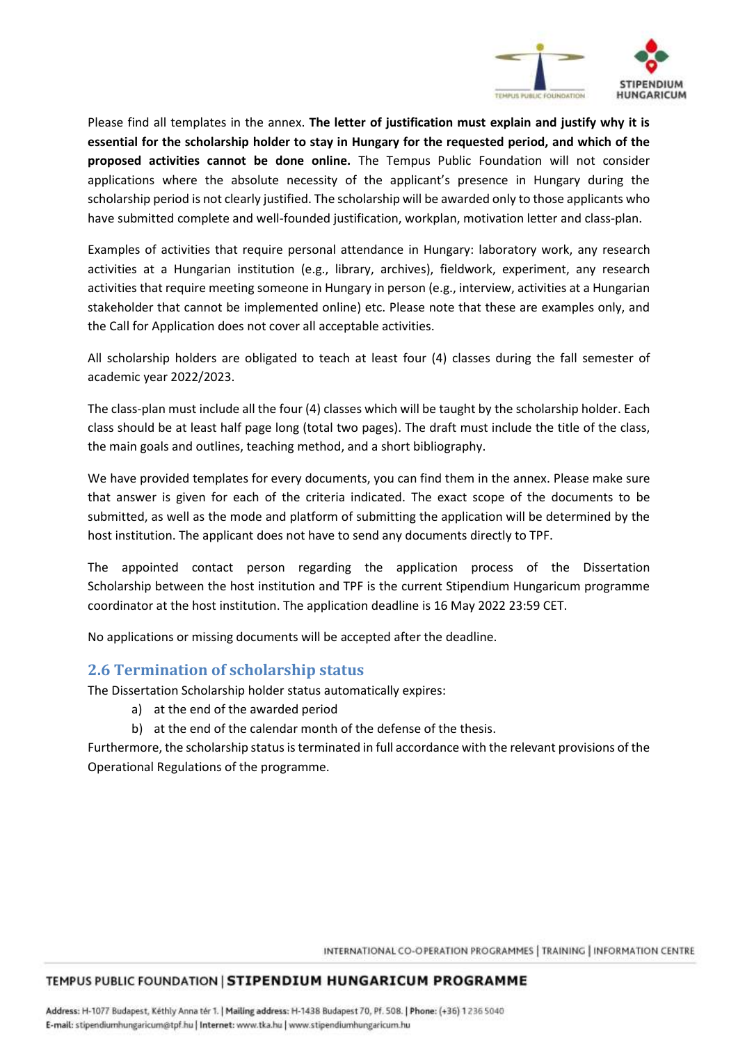Please find all templates in the annex. **The letter of justification must explain and justify why it is essential for the scholarship holder to stay in Hungary for the requested period, and which of the proposed activities cannot be done online.** The Tempus Public Foundation will not consider applications where the absolute necessity of the applicant's presence in Hungary during the scholarship period is not clearly justified. The scholarship will be awarded only to those applicants who have submitted complete and well-founded justification, workplan, motivation letter and class-plan.

Examples of activities that require personal attendance in Hungary: laboratory work, any research activities at a Hungarian institution (e.g., library, archives), fieldwork, experiment, any research activities that require meeting someone in Hungary in person (e.g., interview, activities at a Hungarian stakeholder that cannot be implemented online) etc. Please note that these are examples only, and the Call for Application does not cover all acceptable activities.

All scholarship holders are obligated to teach at least four (4) classes during the fall semester of academic year 2022/2023.

The class-plan must include all the four (4) classes which will be taught by the scholarship holder. Each class should be at least half page long (total two pages). The draft must include the title of the class, the main goals and outlines, teaching method, and a short bibliography.

We have provided templates for every documents, you can find them in the annex. Please make sure that answer is given for each of the criteria indicated. The exact scope of the documents to be submitted, as well as the mode and platform of submitting the application will be determined by the host institution. The applicant does not have to send any documents directly to TPF.

The appointed contact person regarding the application process of the Dissertation Scholarship between the host institution and TPF is the current Stipendium Hungaricum programme coordinator at the host institution. The application deadline is 16 May 2022 23:59 CET.

No applications or missing documents will be accepted after the deadline.

## 2.6 Termination of scholarship status

The Dissertation Scholarship holder status automatically expires:

a) at the end of the awarded period
b) at the end of the calendar month of the defense of the thesis.

Furthermore, the scholarship status is terminated in full accordance with the relevant provisions of the Operational Regulations of the programme.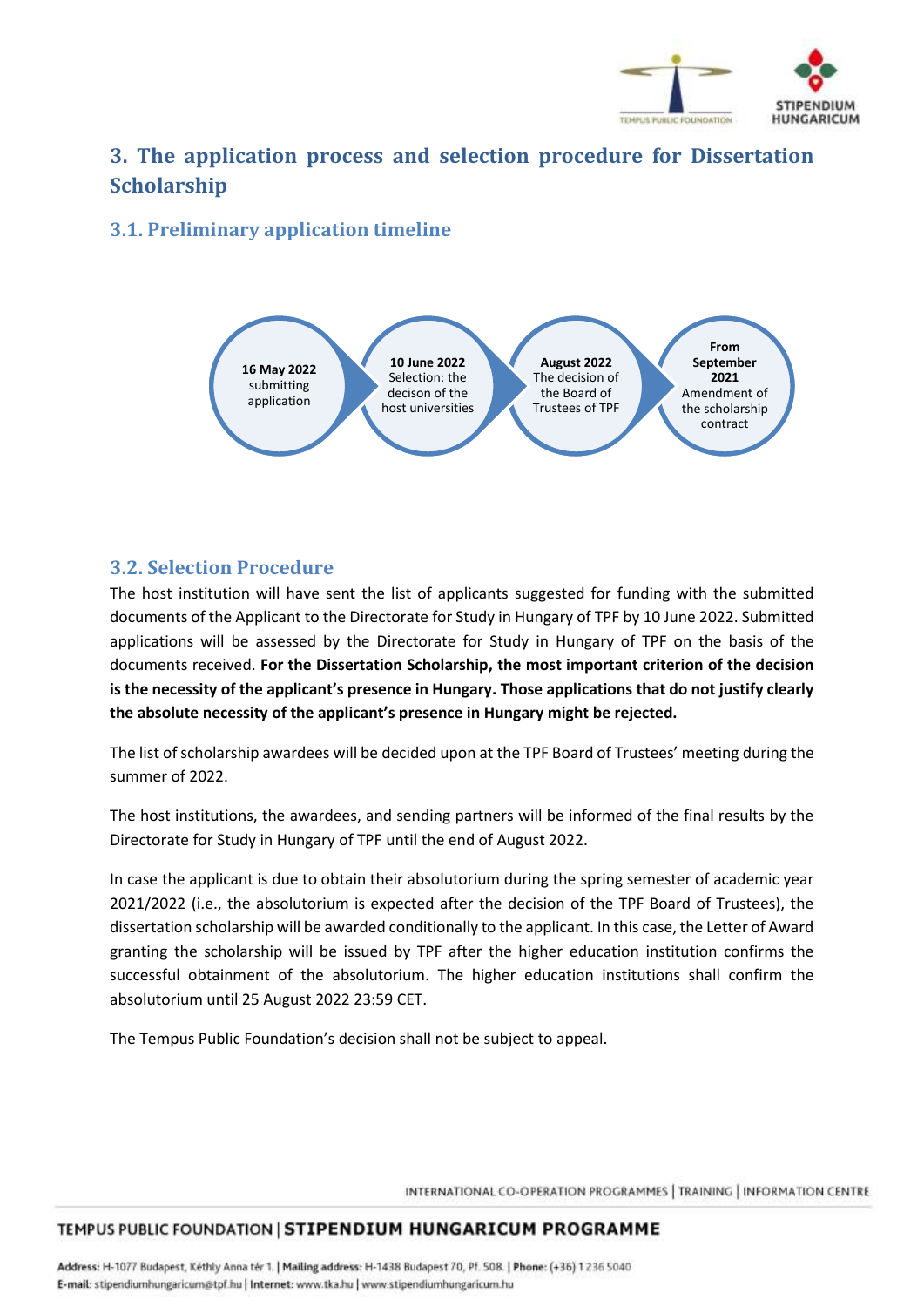## 3. The application process and selection procedure for Dissertation Scholarship

### 3.1. Preliminary application timeline

**16 May 2022** submitting application

**10 June 2022** Selection: the decison of the host universities

**August 2022** The decision of the Board of Trustees of TPF

**From September 2021** Amendment of the scholarship contract

### 3.2. Selection Procedure

The host institution will have sent the list of applicants suggested for funding with the submitted documents of the Applicant to the Directorate for Study in Hungary of TPF by 10 June 2022. Submitted applications will be assessed by the Directorate for Study in Hungary of TPF on the basis of the documents received. **For the Dissertation Scholarship, the most important criterion of the decision is the necessity of the applicant's presence in Hungary. Those applications that do not justify clearly the absolute necessity of the applicant's presence in Hungary might be rejected.**

The list of scholarship awardees will be decided upon at the TPF Board of Trustees' meeting during the summer of 2022.

The host institutions, the awardees, and sending partners will be informed of the final results by the Directorate for Study in Hungary of TPF until the end of August 2022.

In case the applicant is due to obtain their absolutorium during the spring semester of academic year 2021/2022 (i.e., the absolutorium is expected after the decision of the TPF Board of Trustees), the dissertation scholarship will be awarded conditionally to the applicant. In this case, the Letter of Award granting the scholarship will be issued by TPF after the higher education institution confirms the successful obtainment of the absolutorium. The higher education institutions shall confirm the absolutorium until 25 August 2022 23:59 CET.

The Tempus Public Foundation's decision shall not be subject to appeal.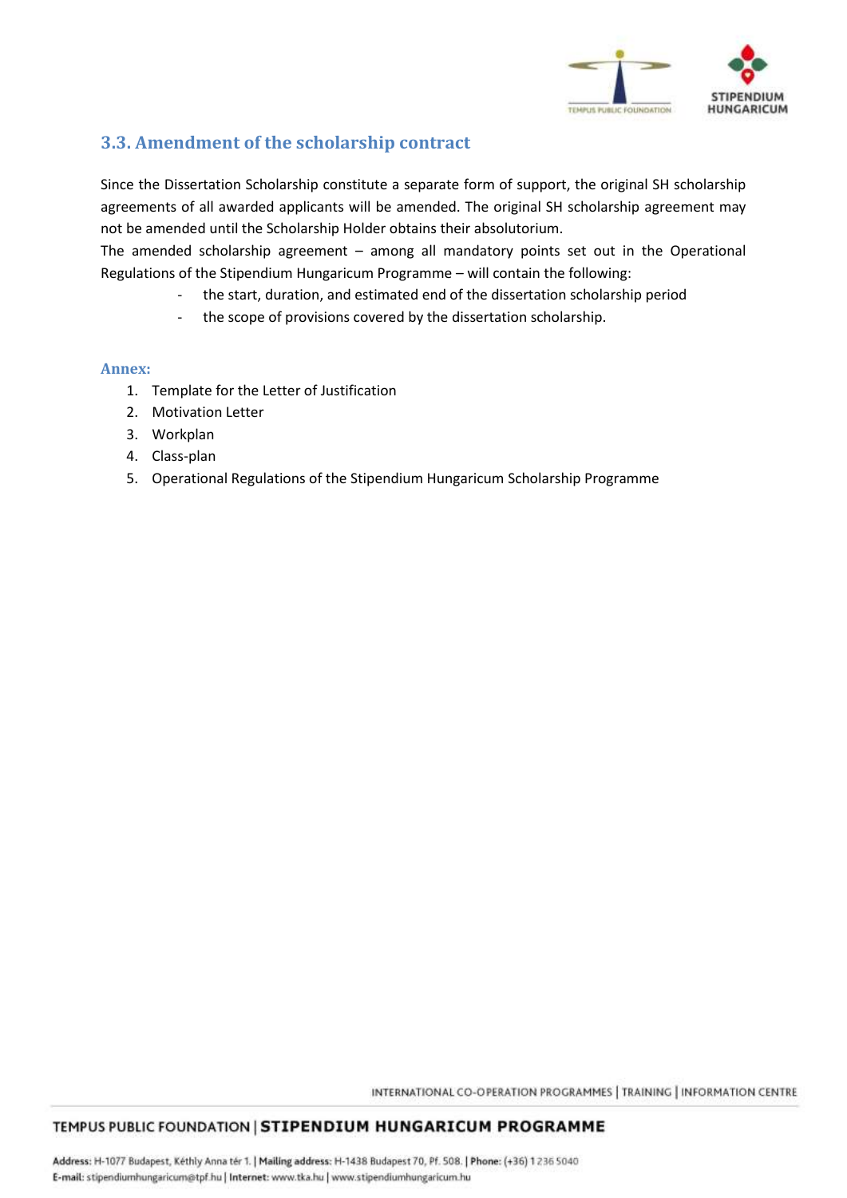### 3.3. Amendment of the scholarship contract

Since the Dissertation Scholarship constitute a separate form of support, the original SH scholarship agreements of all awarded applicants will be amended. The original SH scholarship agreement may not be amended until the Scholarship Holder obtains their absolutorium.

The amended scholarship agreement – among all mandatory points set out in the Operational Regulations of the Stipendium Hungaricum Programme – will contain the following:

- the start, duration, and estimated end of the dissertation scholarship period
- the scope of provisions covered by the dissertation scholarship.

**Annex:**

1. Template for the Letter of Justification
2. Motivation Letter
3. Workplan
4. Class-plan
5. Operational Regulations of the Stipendium Hungaricum Scholarship Programme